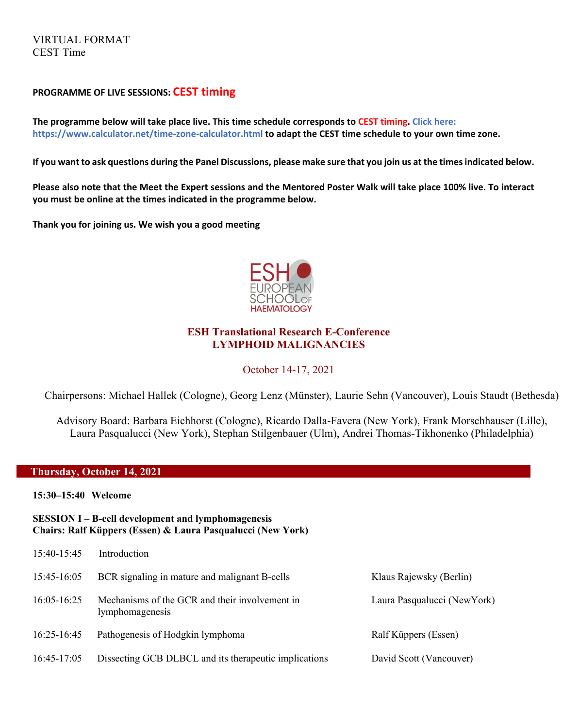VIRTUAL FORMAT
CEST Time

**PROGRAMME OF LIVE SESSIONS: CEST timing**

**The programme below will take place live. This time schedule corresponds to CEST timing. Click here: https://www.calculator.net/time-zone-calculator.html to adapt the CEST time schedule to your own time zone.**

**If you want to ask questions during the Panel Discussions, please make sure that you join us at the times indicated below.**

**Please also note that the Meet the Expert sessions and the Mentored Poster Walk will take place 100% live. To interact you must be online at the times indicated in the programme below.**

**Thank you for joining us. We wish you a good meeting**

ESH EUROPEAN SCHOOL OF HAEMATOLOGY

# ESH Translational Research E-Conference
# LYMPHOID MALIGNANCIES

October 14-17, 2021

Chairpersons: Michael Hallek (Cologne), Georg Lenz (Münster), Laurie Sehn (Vancouver), Louis Staudt (Bethesda)

Advisory Board: Barbara Eichhorst (Cologne), Ricardo Dalla-Favera (New York), Frank Morschhauser (Lille), Laura Pasqualucci (New York), Stephan Stilgenbauer (Ulm), Andrei Thomas-Tikhonenko (Philadelphia)

## Thursday, October 14, 2021

**15:30–15:40 Welcome**

**SESSION I – B-cell development and lymphomagenesis**
**Chairs: Ralf Küppers (Essen) & Laura Pasqualucci (New York)**

| | | |
|---|---|---|
| 15:40-15:45 | Introduction | |
| 15:45-16:05 | BCR signaling in mature and malignant B-cells | Klaus Rajewsky (Berlin) |
| 16:05-16:25 | Mechanisms of the GCR and their involvement in lymphomagenesis | Laura Pasqualucci (NewYork) |
| 16:25-16:45 | Pathogenesis of Hodgkin lymphoma | Ralf Küppers (Essen) |
| 16:45-17:05 | Dissecting GCB DLBCL and its therapeutic implications | David Scott (Vancouver) |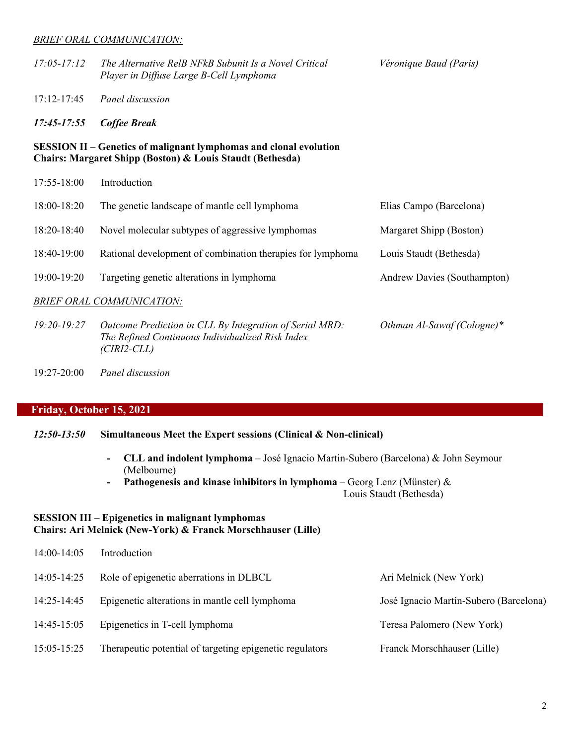*BRIEF ORAL COMMUNICATION:*

| | | |
|---|---|---|
| *17:05-17:12* | *The Alternative RelB NFkB Subunit Is a Novel Critical Player in Diffuse Large B-Cell Lymphoma* | *Véronique Baud (Paris)* |
| 17:12-17:45 | *Panel discussion* | |
| ***17:45-17:55*** | ***Coffee Break*** | |

**SESSION II – Genetics of malignant lymphomas and clonal evolution**
**Chairs: Margaret Shipp (Boston) & Louis Staudt (Bethesda)**

| | | |
|---|---|---|
| 17:55-18:00 | Introduction | |
| 18:00-18:20 | The genetic landscape of mantle cell lymphoma | Elias Campo (Barcelona) |
| 18:20-18:40 | Novel molecular subtypes of aggressive lymphomas | Margaret Shipp (Boston) |
| 18:40-19:00 | Rational development of combination therapies for lymphoma | Louis Staudt (Bethesda) |
| 19:00-19:20 | Targeting genetic alterations in lymphoma | Andrew Davies (Southampton) |

*BRIEF ORAL COMMUNICATION:*

| | | |
|---|---|---|
| *19:20-19:27* | *Outcome Prediction in CLL By Integration of Serial MRD: The Refined Continuous Individualized Risk Index (CIRI2-CLL)* | *Othman Al-Sawaf (Cologne)** |
| 19:27-20:00 | *Panel discussion* | |

## Friday, October 15, 2021

***12:50-13:50*** **Simultaneous Meet the Expert sessions (Clinical & Non-clinical)**

- **CLL and indolent lymphoma** – José Ignacio Martin-Subero (Barcelona) & John Seymour (Melbourne)
- **Pathogenesis and kinase inhibitors in lymphoma** – Georg Lenz (Münster) & Louis Staudt (Bethesda)

**SESSION III – Epigenetics in malignant lymphomas**
**Chairs: Ari Melnick (New-York) & Franck Morschhauser (Lille)**

| | | |
|---|---|---|
| 14:00-14:05 | Introduction | |
| 14:05-14:25 | Role of epigenetic aberrations in DLBCL | Ari Melnick (New York) |
| 14:25-14:45 | Epigenetic alterations in mantle cell lymphoma | José Ignacio Martín-Subero (Barcelona) |
| 14:45-15:05 | Epigenetics in T-cell lymphoma | Teresa Palomero (New York) |
| 15:05-15:25 | Therapeutic potential of targeting epigenetic regulators | Franck Morschhauser (Lille) |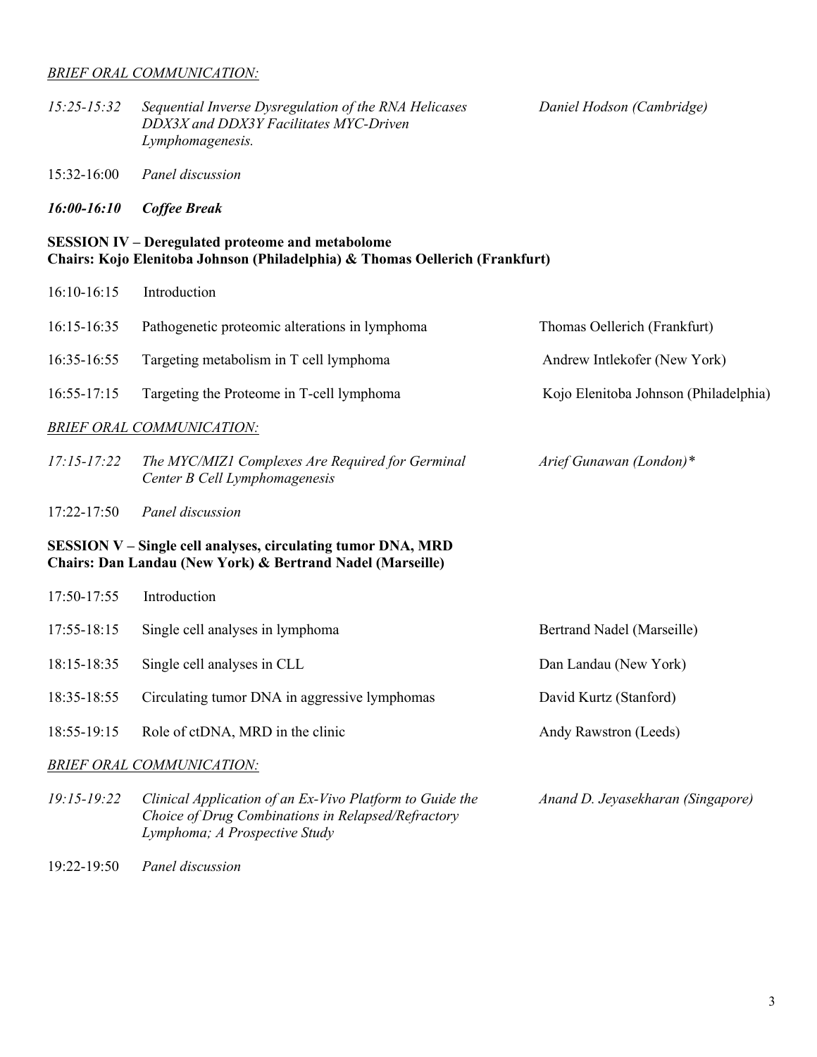*BRIEF ORAL COMMUNICATION:*

*15:25-15:32* *Sequential Inverse Dysregulation of the RNA Helicases DDX3X and DDX3Y Facilitates MYC-Driven Lymphomagenesis.* *Daniel Hodson (Cambridge)*

15:32-16:00 *Panel discussion*

***16:00-16:10 Coffee Break***

**SESSION IV – Deregulated proteome and metabolome**
**Chairs: Kojo Elenitoba Johnson (Philadelphia) & Thomas Oellerich (Frankfurt)**

16:10-16:15 Introduction

16:15-16:35 Pathogenetic proteomic alterations in lymphoma — Thomas Oellerich (Frankfurt)

16:35-16:55 Targeting metabolism in T cell lymphoma — Andrew Intlekofer (New York)

16:55-17:15 Targeting the Proteome in T-cell lymphoma — Kojo Elenitoba Johnson (Philadelphia)

*BRIEF ORAL COMMUNICATION:*

*17:15-17:22* *The MYC/MIZ1 Complexes Are Required for Germinal Center B Cell Lymphomagenesis* *Arief Gunawan (London)**

17:22-17:50 *Panel discussion*

**SESSION V – Single cell analyses, circulating tumor DNA, MRD**
**Chairs: Dan Landau (New York) & Bertrand Nadel (Marseille)**

17:50-17:55 Introduction

17:55-18:15 Single cell analyses in lymphoma — Bertrand Nadel (Marseille)

18:15-18:35 Single cell analyses in CLL — Dan Landau (New York)

18:35-18:55 Circulating tumor DNA in aggressive lymphomas — David Kurtz (Stanford)

18:55-19:15 Role of ctDNA, MRD in the clinic — Andy Rawstron (Leeds)

*BRIEF ORAL COMMUNICATION:*

*19:15-19:22* *Clinical Application of an Ex-Vivo Platform to Guide the Choice of Drug Combinations in Relapsed/Refractory Lymphoma; A Prospective Study* *Anand D. Jeyasekharan (Singapore)*

19:22-19:50 *Panel discussion*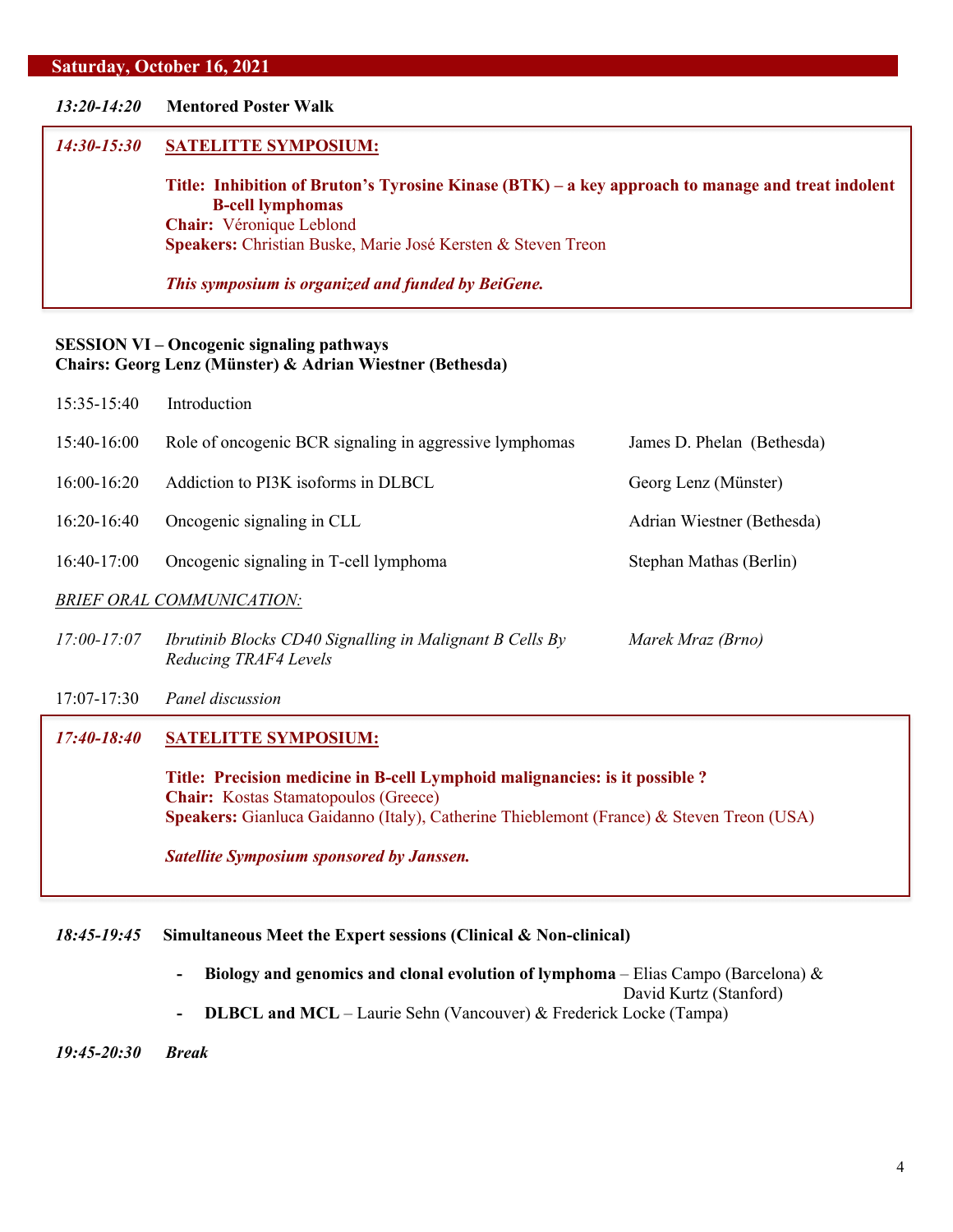## Saturday, October 16, 2021

***13:20-14:20*** **Mentored Poster Walk**

***14:30-15:30*** **SATELITTE SYMPOSIUM:**

**Title: Inhibition of Bruton's Tyrosine Kinase (BTK) – a key approach to manage and treat indolent B-cell lymphomas**
**Chair:** Véronique Leblond
**Speakers:** Christian Buske, Marie José Kersten & Steven Treon

***This symposium is organized and funded by BeiGene.***

**SESSION VI – Oncogenic signaling pathways**
**Chairs: Georg Lenz (Münster) & Adrian Wiestner (Bethesda)**

| | | |
|---|---|---|
| 15:35-15:40 | Introduction | |
| 15:40-16:00 | Role of oncogenic BCR signaling in aggressive lymphomas | James D. Phelan (Bethesda) |
| 16:00-16:20 | Addiction to PI3K isoforms in DLBCL | Georg Lenz (Münster) |
| 16:20-16:40 | Oncogenic signaling in CLL | Adrian Wiestner (Bethesda) |
| 16:40-17:00 | Oncogenic signaling in T-cell lymphoma | Stephan Mathas (Berlin) |

*BRIEF ORAL COMMUNICATION:*

| | | |
|---|---|---|
| *17:00-17:07* | *Ibrutinib Blocks CD40 Signalling in Malignant B Cells By Reducing TRAF4 Levels* | *Marek Mraz (Brno)* |
| 17:07-17:30 | *Panel discussion* | |

***17:40-18:40*** **SATELITTE SYMPOSIUM:**

**Title: Precision medicine in B-cell Lymphoid malignancies: is it possible ?**
**Chair:** Kostas Stamatopoulos (Greece)
**Speakers:** Gianluca Gaidanno (Italy), Catherine Thieblemont (France) & Steven Treon (USA)

***Satellite Symposium sponsored by Janssen.***

***18:45-19:45*** **Simultaneous Meet the Expert sessions (Clinical & Non-clinical)**

- **Biology and genomics and clonal evolution of lymphoma** – Elias Campo (Barcelona) & David Kurtz (Stanford)
- **DLBCL and MCL** – Laurie Sehn (Vancouver) & Frederick Locke (Tampa)

***19:45-20:30*** ***Break***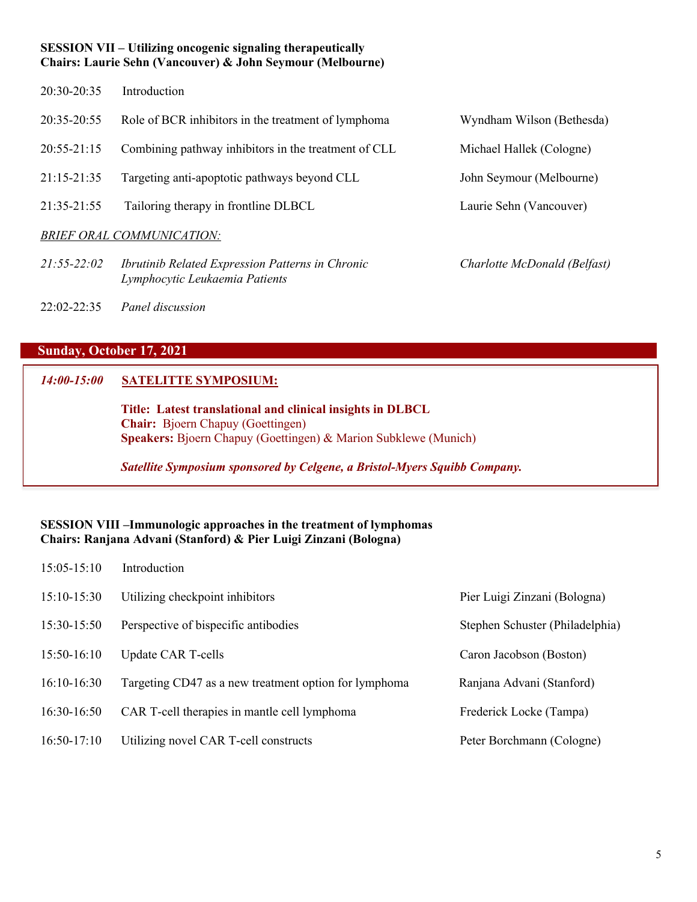**SESSION VII – Utilizing oncogenic signaling therapeutically**
**Chairs: Laurie Sehn (Vancouver) & John Seymour (Melbourne)**

| | | |
|---|---|---|
| 20:30-20:35 | Introduction | |
| 20:35-20:55 | Role of BCR inhibitors in the treatment of lymphoma | Wyndham Wilson (Bethesda) |
| 20:55-21:15 | Combining pathway inhibitors in the treatment of CLL | Michael Hallek (Cologne) |
| 21:15-21:35 | Targeting anti-apoptotic pathways beyond CLL | John Seymour (Melbourne) |
| 21:35-21:55 | Tailoring therapy in frontline DLBCL | Laurie Sehn (Vancouver) |

*BRIEF ORAL COMMUNICATION:*

| | | |
|---|---|---|
| *21:55-22:02* | *Ibrutinib Related Expression Patterns in Chronic Lymphocytic Leukaemia Patients* | *Charlotte McDonald (Belfast)* |
| 22:02-22:35 | *Panel discussion* | |

## Sunday, October 17, 2021

***14:00-15:00*** **SATELITTE SYMPOSIUM:**

**Title: Latest translational and clinical insights in DLBCL**
**Chair:** Bjoern Chapuy (Goettingen)
**Speakers:** Bjoern Chapuy (Goettingen) & Marion Subklewe (Munich)

***Satellite Symposium sponsored by Celgene, a Bristol-Myers Squibb Company.***

**SESSION VIII –Immunologic approaches in the treatment of lymphomas**
**Chairs: Ranjana Advani (Stanford) & Pier Luigi Zinzani (Bologna)**

| | | |
|---|---|---|
| 15:05-15:10 | Introduction | |
| 15:10-15:30 | Utilizing checkpoint inhibitors | Pier Luigi Zinzani (Bologna) |
| 15:30-15:50 | Perspective of bispecific antibodies | Stephen Schuster (Philadelphia) |
| 15:50-16:10 | Update CAR T-cells | Caron Jacobson (Boston) |
| 16:10-16:30 | Targeting CD47 as a new treatment option for lymphoma | Ranjana Advani (Stanford) |
| 16:30-16:50 | CAR T-cell therapies in mantle cell lymphoma | Frederick Locke (Tampa) |
| 16:50-17:10 | Utilizing novel CAR T-cell constructs | Peter Borchmann (Cologne) |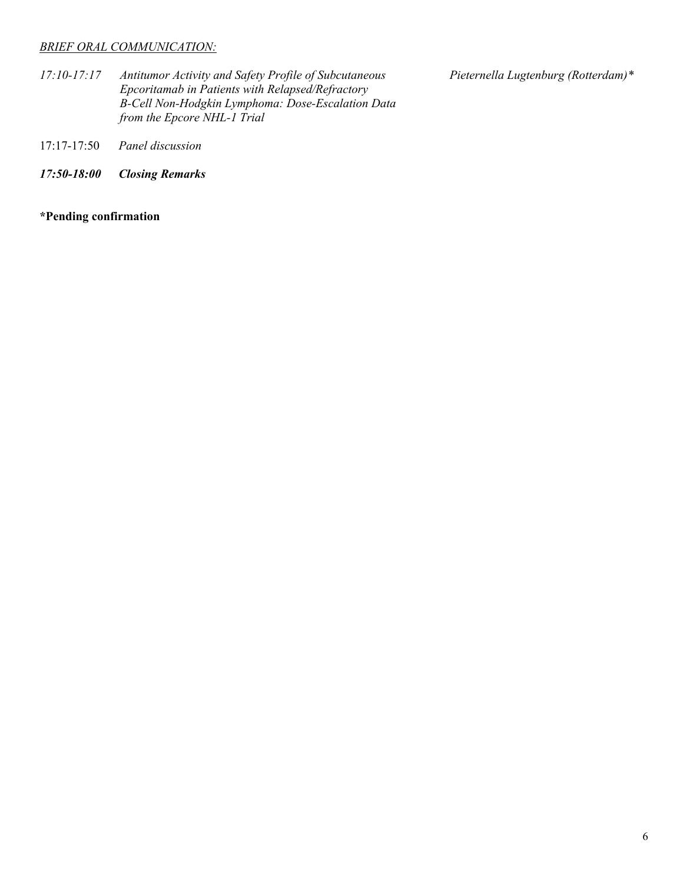*BRIEF ORAL COMMUNICATION:*

*17:10-17:17* *Antitumor Activity and Safety Profile of Subcutaneous Epcoritamab in Patients with Relapsed/Refractory B-Cell Non-Hodgkin Lymphoma: Dose-Escalation Data from the Epcore NHL-1 Trial* *Pieternella Lugtenburg (Rotterdam)**

17:17-17:50 *Panel discussion*

***17:50-18:00 Closing Remarks***

**\*Pending confirmation**